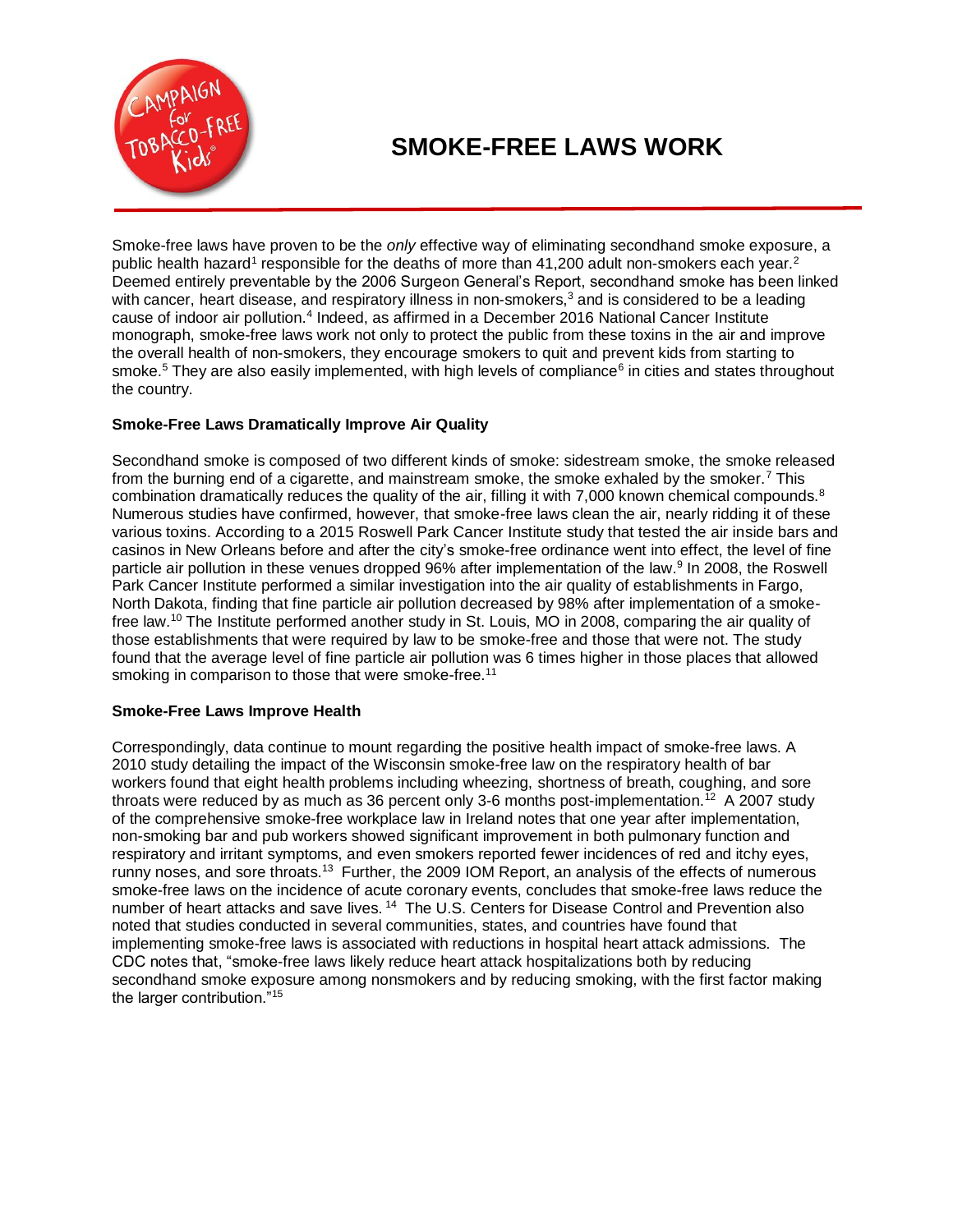# SMOKE-FREE LAWS WORK

Smoke-free laws have proven to be the *only* effective way of eliminating secondhand smoke exposure, a public health hazard[1] responsible for the deaths of more than 41,200 adult non-smokers each year.[2] Deemed entirely preventable by the 2006 Surgeon General's Report, secondhand smoke has been linked with cancer, heart disease, and respiratory illness in non-smokers,[3] and is considered to be a leading cause of indoor air pollution.[4] Indeed, as affirmed in a December 2016 National Cancer Institute monograph, smoke-free laws work not only to protect the public from these toxins in the air and improve the overall health of non-smokers, they encourage smokers to quit and prevent kids from starting to smoke.[5] They are also easily implemented, with high levels of compliance[6] in cities and states throughout the country.

**Smoke-Free Laws Dramatically Improve Air Quality**

Secondhand smoke is composed of two different kinds of smoke: sidestream smoke, the smoke released from the burning end of a cigarette, and mainstream smoke, the smoke exhaled by the smoker.[7] This combination dramatically reduces the quality of the air, filling it with 7,000 known chemical compounds.[8] Numerous studies have confirmed, however, that smoke-free laws clean the air, nearly ridding it of these various toxins. According to a 2015 Roswell Park Cancer Institute study that tested the air inside bars and casinos in New Orleans before and after the city's smoke-free ordinance went into effect, the level of fine particle air pollution in these venues dropped 96% after implementation of the law.[9] In 2008, the Roswell Park Cancer Institute performed a similar investigation into the air quality of establishments in Fargo, North Dakota, finding that fine particle air pollution decreased by 98% after implementation of a smoke-free law.[10] The Institute performed another study in St. Louis, MO in 2008, comparing the air quality of those establishments that were required by law to be smoke-free and those that were not. The study found that the average level of fine particle air pollution was 6 times higher in those places that allowed smoking in comparison to those that were smoke-free.[11]

**Smoke-Free Laws Improve Health**

Correspondingly, data continue to mount regarding the positive health impact of smoke-free laws. A 2010 study detailing the impact of the Wisconsin smoke-free law on the respiratory health of bar workers found that eight health problems including wheezing, shortness of breath, coughing, and sore throats were reduced by as much as 36 percent only 3-6 months post-implementation.[12] A 2007 study of the comprehensive smoke-free workplace law in Ireland notes that one year after implementation, non-smoking bar and pub workers showed significant improvement in both pulmonary function and respiratory and irritant symptoms, and even smokers reported fewer incidences of red and itchy eyes, runny noses, and sore throats.[13] Further, the 2009 IOM Report, an analysis of the effects of numerous smoke-free laws on the incidence of acute coronary events, concludes that smoke-free laws reduce the number of heart attacks and save lives.[14] The U.S. Centers for Disease Control and Prevention also noted that studies conducted in several communities, states, and countries have found that implementing smoke-free laws is associated with reductions in hospital heart attack admissions. The CDC notes that, "smoke-free laws likely reduce heart attack hospitalizations both by reducing secondhand smoke exposure among nonsmokers and by reducing smoking, with the first factor making the larger contribution."[15]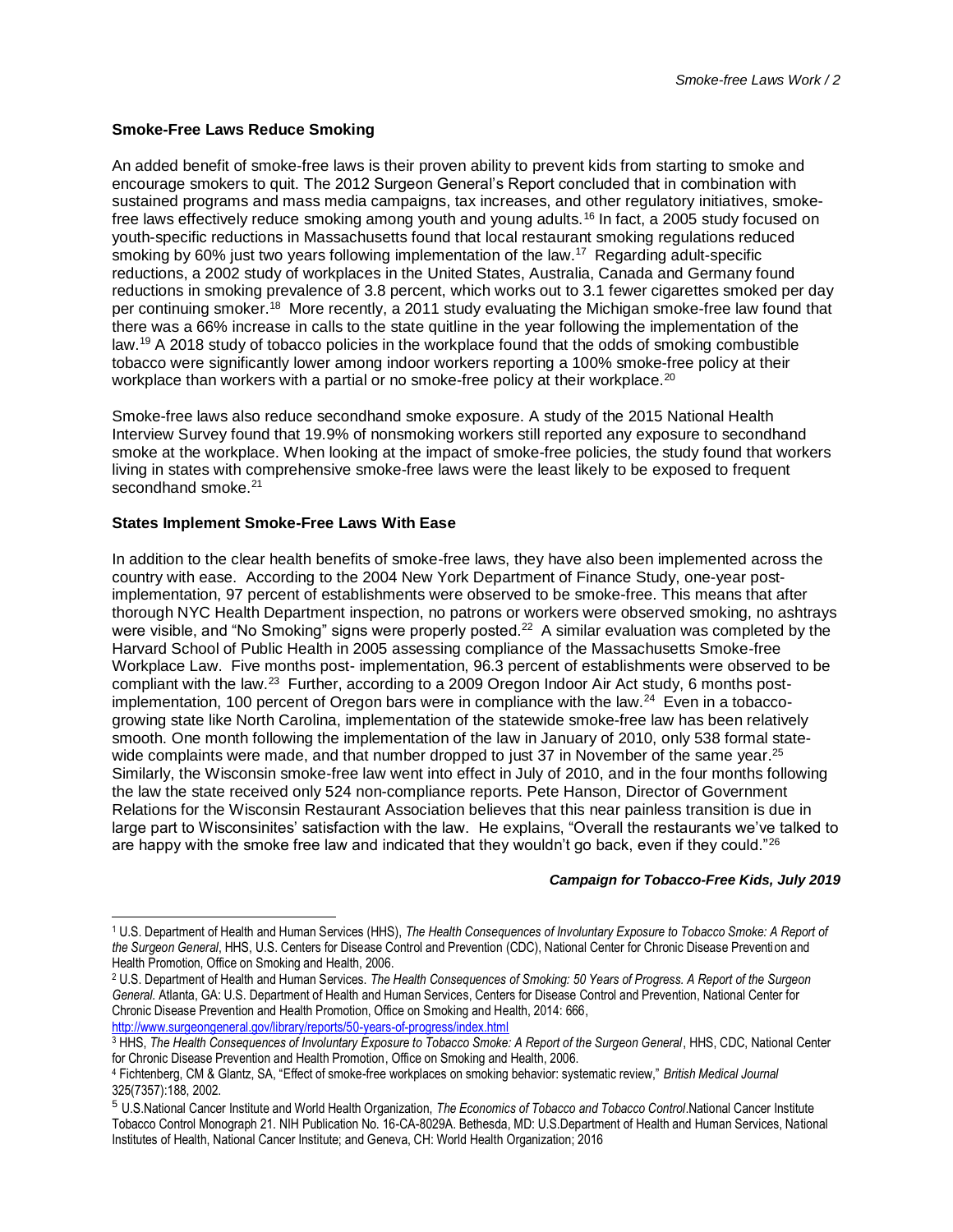### Smoke-Free Laws Reduce Smoking

An added benefit of smoke-free laws is their proven ability to prevent kids from starting to smoke and encourage smokers to quit. The 2012 Surgeon General's Report concluded that in combination with sustained programs and mass media campaigns, tax increases, and other regulatory initiatives, smoke-free laws effectively reduce smoking among youth and young adults.[16] In fact, a 2005 study focused on youth-specific reductions in Massachusetts found that local restaurant smoking regulations reduced smoking by 60% just two years following implementation of the law.[17] Regarding adult-specific reductions, a 2002 study of workplaces in the United States, Australia, Canada and Germany found reductions in smoking prevalence of 3.8 percent, which works out to 3.1 fewer cigarettes smoked per day per continuing smoker.[18] More recently, a 2011 study evaluating the Michigan smoke-free law found that there was a 66% increase in calls to the state quitline in the year following the implementation of the law.[19] A 2018 study of tobacco policies in the workplace found that the odds of smoking combustible tobacco were significantly lower among indoor workers reporting a 100% smoke-free policy at their workplace than workers with a partial or no smoke-free policy at their workplace.[20]

Smoke-free laws also reduce secondhand smoke exposure. A study of the 2015 National Health Interview Survey found that 19.9% of nonsmoking workers still reported any exposure to secondhand smoke at the workplace. When looking at the impact of smoke-free policies, the study found that workers living in states with comprehensive smoke-free laws were the least likely to be exposed to frequent secondhand smoke.[21]

### States Implement Smoke-Free Laws With Ease

In addition to the clear health benefits of smoke-free laws, they have also been implemented across the country with ease. According to the 2004 New York Department of Finance Study, one-year post-implementation, 97 percent of establishments were observed to be smoke-free. This means that after thorough NYC Health Department inspection, no patrons or workers were observed smoking, no ashtrays were visible, and "No Smoking" signs were properly posted.[22] A similar evaluation was completed by the Harvard School of Public Health in 2005 assessing compliance of the Massachusetts Smoke-free Workplace Law. Five months post- implementation, 96.3 percent of establishments were observed to be compliant with the law.[23] Further, according to a 2009 Oregon Indoor Air Act study, 6 months post-implementation, 100 percent of Oregon bars were in compliance with the law.[24] Even in a tobacco-growing state like North Carolina, implementation of the statewide smoke-free law has been relatively smooth. One month following the implementation of the law in January of 2010, only 538 formal state-wide complaints were made, and that number dropped to just 37 in November of the same year.[25] Similarly, the Wisconsin smoke-free law went into effect in July of 2010, and in the four months following the law the state received only 524 non-compliance reports. Pete Hanson, Director of Government Relations for the Wisconsin Restaurant Association believes that this near painless transition is due in large part to Wisconsinites' satisfaction with the law. He explains, "Overall the restaurants we've talked to are happy with the smoke free law and indicated that they wouldn't go back, even if they could."[26]

***Campaign for Tobacco-Free Kids, July 2019***

---

[1] U.S. Department of Health and Human Services (HHS), *The Health Consequences of Involuntary Exposure to Tobacco Smoke: A Report of the Surgeon General*, HHS, U.S. Centers for Disease Control and Prevention (CDC), National Center for Chronic Disease Prevention and Health Promotion, Office on Smoking and Health, 2006.

[2] U.S. Department of Health and Human Services. *The Health Consequences of Smoking: 50 Years of Progress. A Report of the Surgeon General.* Atlanta, GA: U.S. Department of Health and Human Services, Centers for Disease Control and Prevention, National Center for Chronic Disease Prevention and Health Promotion, Office on Smoking and Health, 2014: 666, http://www.surgeongeneral.gov/library/reports/50-years-of-progress/index.html

[3] HHS, *The Health Consequences of Involuntary Exposure to Tobacco Smoke: A Report of the Surgeon General*, HHS, CDC, National Center for Chronic Disease Prevention and Health Promotion, Office on Smoking and Health, 2006.

[4] Fichtenberg, CM & Glantz, SA, "Effect of smoke-free workplaces on smoking behavior: systematic review," *British Medical Journal* 325(7357):188, 2002.

[5] U.S.National Cancer Institute and World Health Organization, *The Economics of Tobacco and Tobacco Control*.National Cancer Institute Tobacco Control Monograph 21. NIH Publication No. 16-CA-8029A. Bethesda, MD: U.S.Department of Health and Human Services, National Institutes of Health, National Cancer Institute; and Geneva, CH: World Health Organization; 2016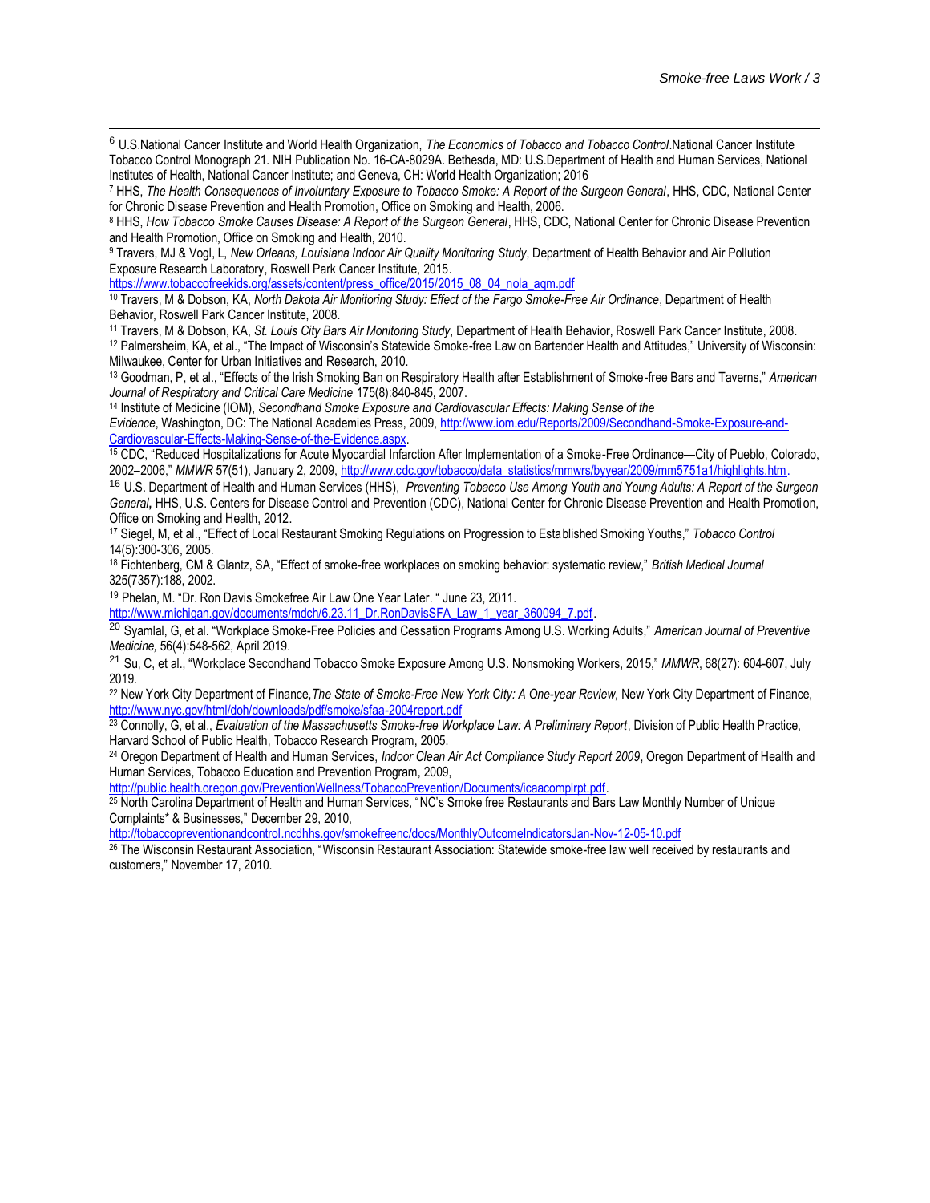[6] U.S.National Cancer Institute and World Health Organization, *The Economics of Tobacco and Tobacco Control*.National Cancer Institute Tobacco Control Monograph 21. NIH Publication No. 16-CA-8029A. Bethesda, MD: U.S.Department of Health and Human Services, National Institutes of Health, National Cancer Institute; and Geneva, CH: World Health Organization; 2016

[7] HHS, *The Health Consequences of Involuntary Exposure to Tobacco Smoke: A Report of the Surgeon General*, HHS, CDC, National Center for Chronic Disease Prevention and Health Promotion, Office on Smoking and Health, 2006.

[8] HHS, *How Tobacco Smoke Causes Disease: A Report of the Surgeon General*, HHS, CDC, National Center for Chronic Disease Prevention and Health Promotion, Office on Smoking and Health, 2010.

[9] Travers, MJ & Vogl, L, *New Orleans, Louisiana Indoor Air Quality Monitoring Study*, Department of Health Behavior and Air Pollution Exposure Research Laboratory, Roswell Park Cancer Institute, 2015. https://www.tobaccofreekids.org/assets/content/press_office/2015/2015_08_04_nola_aqm.pdf

[10] Travers, M & Dobson, KA, *North Dakota Air Monitoring Study: Effect of the Fargo Smoke-Free Air Ordinance*, Department of Health Behavior, Roswell Park Cancer Institute, 2008.

[11] Travers, M & Dobson, KA, *St. Louis City Bars Air Monitoring Study*, Department of Health Behavior, Roswell Park Cancer Institute, 2008.

[12] Palmersheim, KA, et al., "The Impact of Wisconsin's Statewide Smoke-free Law on Bartender Health and Attitudes," University of Wisconsin: Milwaukee, Center for Urban Initiatives and Research, 2010.

[13] Goodman, P, et al., "Effects of the Irish Smoking Ban on Respiratory Health after Establishment of Smoke-free Bars and Taverns," *American Journal of Respiratory and Critical Care Medicine* 175(8):840-845, 2007.

[14] Institute of Medicine (IOM), *Secondhand Smoke Exposure and Cardiovascular Effects: Making Sense of the Evidence*, Washington, DC: The National Academies Press, 2009, http://www.iom.edu/Reports/2009/Secondhand-Smoke-Exposure-and-Cardiovascular-Effects-Making-Sense-of-the-Evidence.aspx.

[15] CDC, "Reduced Hospitalizations for Acute Myocardial Infarction After Implementation of a Smoke-Free Ordinance—City of Pueblo, Colorado, 2002–2006," *MMWR* 57(51), January 2, 2009, http://www.cdc.gov/tobacco/data_statistics/mmwrs/byyear/2009/mm5751a1/highlights.htm.

[16] U.S. Department of Health and Human Services (HHS), *Preventing Tobacco Use Among Youth and Young Adults: A Report of the Surgeon General***,** HHS, U.S. Centers for Disease Control and Prevention (CDC), National Center for Chronic Disease Prevention and Health Promotion, Office on Smoking and Health, 2012.

[17] Siegel, M, et al., "Effect of Local Restaurant Smoking Regulations on Progression to Established Smoking Youths," *Tobacco Control* 14(5):300-306, 2005.

[18] Fichtenberg, CM & Glantz, SA, "Effect of smoke-free workplaces on smoking behavior: systematic review," *British Medical Journal* 325(7357):188, 2002.

[19] Phelan, M. "Dr. Ron Davis Smokefree Air Law One Year Later. " June 23, 2011. http://www.michigan.gov/documents/mdch/6.23.11_Dr.RonDavisSFA_Law_1_year_360094_7.pdf.

[20] Syamlal, G, et al. "Workplace Smoke-Free Policies and Cessation Programs Among U.S. Working Adults," *American Journal of Preventive Medicine,* 56(4):548-562, April 2019.

[21] Su, C, et al., "Workplace Secondhand Tobacco Smoke Exposure Among U.S. Nonsmoking Workers, 2015," *MMWR*, 68(27): 604-607, July 2019.

[22] New York City Department of Finance,*The State of Smoke-Free New York City: A One-year Review*, New York City Department of Finance, http://www.nyc.gov/html/doh/downloads/pdf/smoke/sfaa-2004report.pdf

[23] Connolly, G, et al., *Evaluation of the Massachusetts Smoke-free Workplace Law: A Preliminary Report*, Division of Public Health Practice, Harvard School of Public Health, Tobacco Research Program, 2005.

[24] Oregon Department of Health and Human Services, *Indoor Clean Air Act Compliance Study Report 2009*, Oregon Department of Health and Human Services, Tobacco Education and Prevention Program, 2009, http://public.health.oregon.gov/PreventionWellness/TobaccoPrevention/Documents/icaacomplrpt.pdf.

[25] North Carolina Department of Health and Human Services, "NC's Smoke free Restaurants and Bars Law Monthly Number of Unique Complaints* & Businesses," December 29, 2010, http://tobaccopreventionandcontrol.ncdhhs.gov/smokefreenc/docs/MonthlyOutcomeIndicatorsJan-Nov-12-05-10.pdf

[26] The Wisconsin Restaurant Association, "Wisconsin Restaurant Association: Statewide smoke-free law well received by restaurants and customers," November 17, 2010.